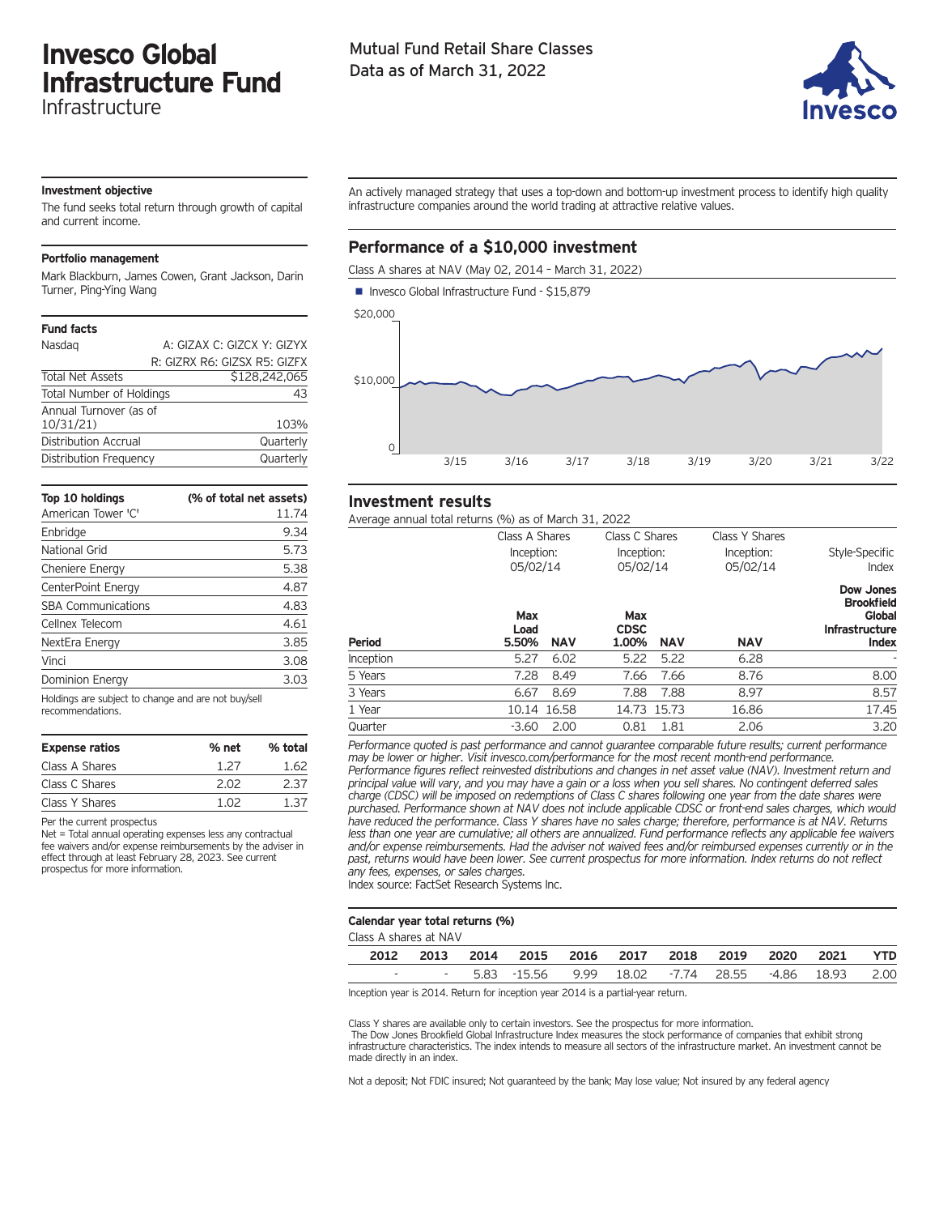# Invesco Global Infrastructure Fund

Infrastructure

Mutual Fund Retail Share Classes
Data as of March 31, 2022

### Investment objective

The fund seeks total return through growth of capital and current income.

### Portfolio management

Mark Blackburn, James Cowen, Grant Jackson, Darin Turner, Ping-Ying Wang

### Fund facts

| | |
|---|---|
| Nasdaq | A: GIZAX C: GIZCX Y: GIZYX R: GIZRX R6: GIZSX R5: GIZFX |
| Total Net Assets | $128,242,065 |
| Total Number of Holdings | 43 |
| Annual Turnover (as of 10/31/21) | 103% |
| Distribution Accrual | Quarterly |
| Distribution Frequency | Quarterly |

| Top 10 holdings | (% of total net assets) |
|---|---|
| American Tower 'C' | 11.74 |
| Enbridge | 9.34 |
| National Grid | 5.73 |
| Cheniere Energy | 5.38 |
| CenterPoint Energy | 4.87 |
| SBA Communications | 4.83 |
| Cellnex Telecom | 4.61 |
| NextEra Energy | 3.85 |
| Vinci | 3.08 |
| Dominion Energy | 3.03 |

Holdings are subject to change and are not buy/sell recommendations.

| Expense ratios | % net | % total |
|---|---|---|
| Class A Shares | 1.27 | 1.62 |
| Class C Shares | 2.02 | 2.37 |
| Class Y Shares | 1.02 | 1.37 |

Per the current prospectus

Net = Total annual operating expenses less any contractual fee waivers and/or expense reimbursements by the adviser in effect through at least February 28, 2023. See current prospectus for more information.

An actively managed strategy that uses a top-down and bottom-up investment process to identify high quality infrastructure companies around the world trading at attractive relative values.

## Performance of a $10,000 investment

Class A shares at NAV (May 02, 2014 - March 31, 2022)

■ Invesco Global Infrastructure Fund - $15,879

## Investment results

Average annual total returns (%) as of March 31, 2022

| | Class A Shares Inception: 05/02/14 | | Class C Shares Inception: 05/02/14 | | Class Y Shares Inception: 05/02/14 | Style-Specific Index |
|---|---|---|---|---|---|---|
| **Period** | **Max Load 5.50%** | **NAV** | **Max CDSC 1.00%** | **NAV** | **NAV** | **Dow Jones Brookfield Global Infrastructure Index** |
| Inception | 5.27 | 6.02 | 5.22 | 5.22 | 6.28 | - |
| 5 Years | 7.28 | 8.49 | 7.66 | 7.66 | 8.76 | 8.00 |
| 3 Years | 6.67 | 8.69 | 7.88 | 7.88 | 8.97 | 8.57 |
| 1 Year | 10.14 | 16.58 | 14.73 | 15.73 | 16.86 | 17.45 |
| Quarter | -3.60 | 2.00 | 0.81 | 1.81 | 2.06 | 3.20 |

*Performance quoted is past performance and cannot guarantee comparable future results; current performance may be lower or higher. Visit invesco.com/performance for the most recent month-end performance. Performance figures reflect reinvested distributions and changes in net asset value (NAV). Investment return and principal value will vary, and you may have a gain or a loss when you sell shares. No contingent deferred sales charge (CDSC) will be imposed on redemptions of Class C shares following one year from the date shares were purchased. Performance shown at NAV does not include applicable CDSC or front-end sales charges, which would have reduced the performance. Class Y shares have no sales charge; therefore, performance is at NAV. Returns less than one year are cumulative; all others are annualized. Fund performance reflects any applicable fee waivers and/or expense reimbursements. Had the adviser not waived fees and/or reimbursed expenses currently or in the past, returns would have been lower. See current prospectus for more information. Index returns do not reflect any fees, expenses, or sales charges.*

Index source: FactSet Research Systems Inc.

### Calendar year total returns (%)

Class A shares at NAV

| 2012 | 2013 | 2014 | 2015 | 2016 | 2017 | 2018 | 2019 | 2020 | 2021 | YTD |
|---|---|---|---|---|---|---|---|---|---|---|
| - | - | 5.83 | -15.56 | 9.99 | 18.02 | -7.74 | 28.55 | -4.86 | 18.93 | 2.00 |

Inception year is 2014. Return for inception year 2014 is a partial-year return.

Class Y shares are available only to certain investors. See the prospectus for more information.

The Dow Jones Brookfield Global Infrastructure Index measures the stock performance of companies that exhibit strong infrastructure characteristics. The index intends to measure all sectors of the infrastructure market. An investment cannot be made directly in an index.

Not a deposit; Not FDIC insured; Not guaranteed by the bank; May lose value; Not insured by any federal agency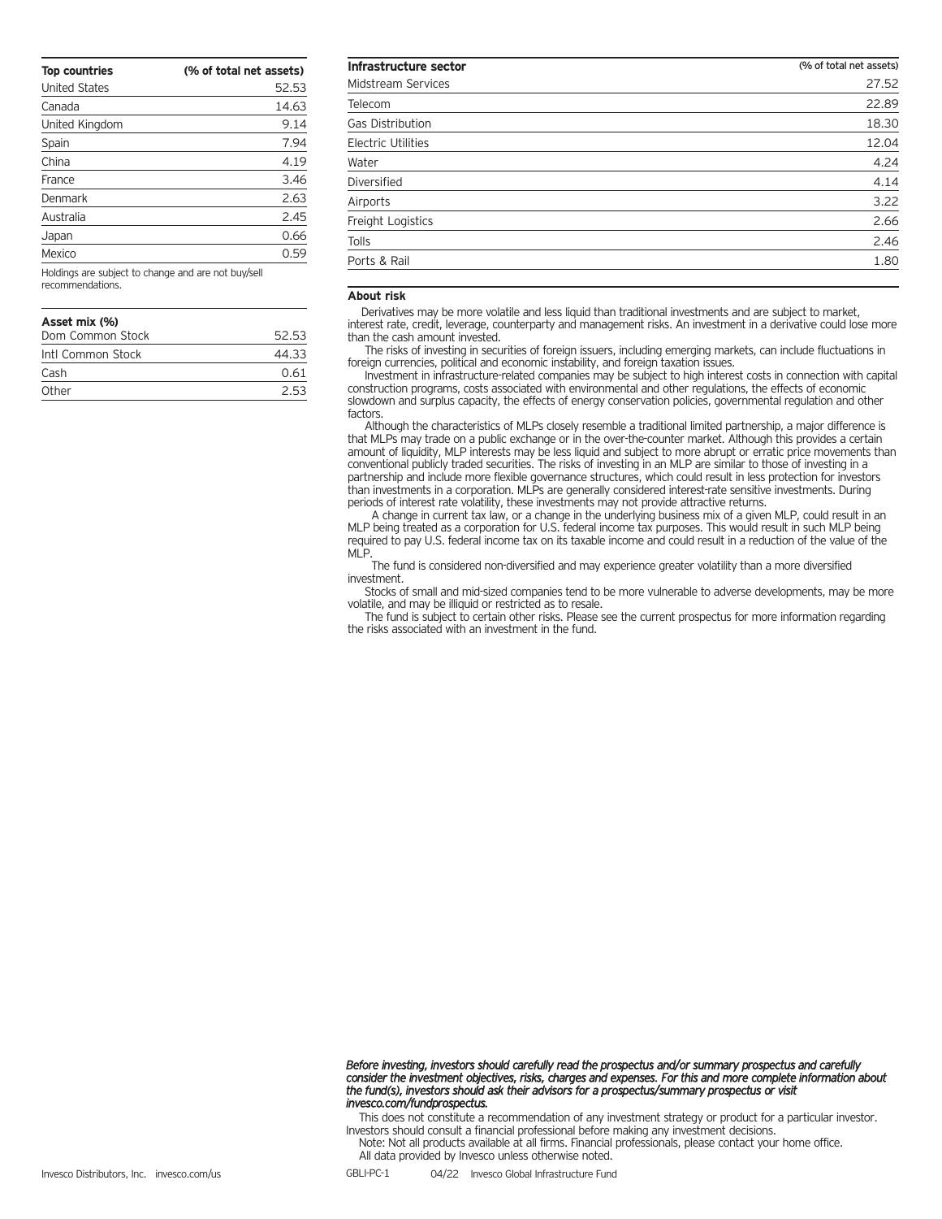| Top countries | (% of total net assets) |
|---|---|
| United States | 52.53 |
| Canada | 14.63 |
| United Kingdom | 9.14 |
| Spain | 7.94 |
| China | 4.19 |
| France | 3.46 |
| Denmark | 2.63 |
| Australia | 2.45 |
| Japan | 0.66 |
| Mexico | 0.59 |

Holdings are subject to change and are not buy/sell recommendations.

| Asset mix (%) | |
|---|---|
| Dom Common Stock | 52.53 |
| Intl Common Stock | 44.33 |
| Cash | 0.61 |
| Other | 2.53 |

| Infrastructure sector | (% of total net assets) |
|---|---|
| Midstream Services | 27.52 |
| Telecom | 22.89 |
| Gas Distribution | 18.30 |
| Electric Utilities | 12.04 |
| Water | 4.24 |
| Diversified | 4.14 |
| Airports | 3.22 |
| Freight Logistics | 2.66 |
| Tolls | 2.46 |
| Ports & Rail | 1.80 |

**About risk**

Derivatives may be more volatile and less liquid than traditional investments and are subject to market, interest rate, credit, leverage, counterparty and management risks. An investment in a derivative could lose more than the cash amount invested.

The risks of investing in securities of foreign issuers, including emerging markets, can include fluctuations in foreign currencies, political and economic instability, and foreign taxation issues.

Investment in infrastructure-related companies may be subject to high interest costs in connection with capital construction programs, costs associated with environmental and other regulations, the effects of economic slowdown and surplus capacity, the effects of energy conservation policies, governmental regulation and other factors.

Although the characteristics of MLPs closely resemble a traditional limited partnership, a major difference is that MLPs may trade on a public exchange or in the over-the-counter market. Although this provides a certain amount of liquidity, MLP interests may be less liquid and subject to more abrupt or erratic price movements than conventional publicly traded securities. The risks of investing in an MLP are similar to those of investing in a partnership and include more flexible governance structures, which could result in less protection for investors than investments in a corporation. MLPs are generally considered interest-rate sensitive investments. During periods of interest rate volatility, these investments may not provide attractive returns.

A change in current tax law, or a change in the underlying business mix of a given MLP, could result in an MLP being treated as a corporation for U.S. federal income tax purposes. This would result in such MLP being required to pay U.S. federal income tax on its taxable income and could result in a reduction of the value of the MLP.

The fund is considered non-diversified and may experience greater volatility than a more diversified investment.

Stocks of small and mid-sized companies tend to be more vulnerable to adverse developments, may be more volatile, and may be illiquid or restricted as to resale.

The fund is subject to certain other risks. Please see the current prospectus for more information regarding the risks associated with an investment in the fund.

*Before investing, investors should carefully read the prospectus and/or summary prospectus and carefully consider the investment objectives, risks, charges and expenses. For this and more complete information about the fund(s), investors should ask their advisors for a prospectus/summary prospectus or visit invesco.com/fundprospectus.*

This does not constitute a recommendation of any investment strategy or product for a particular investor. Investors should consult a financial professional before making any investment decisions.

Note: Not all products available at all firms. Financial professionals, please contact your home office.

All data provided by Invesco unless otherwise noted.

Invesco Distributors, Inc. invesco.com/us GBLI-PC-1 04/22 Invesco Global Infrastructure Fund